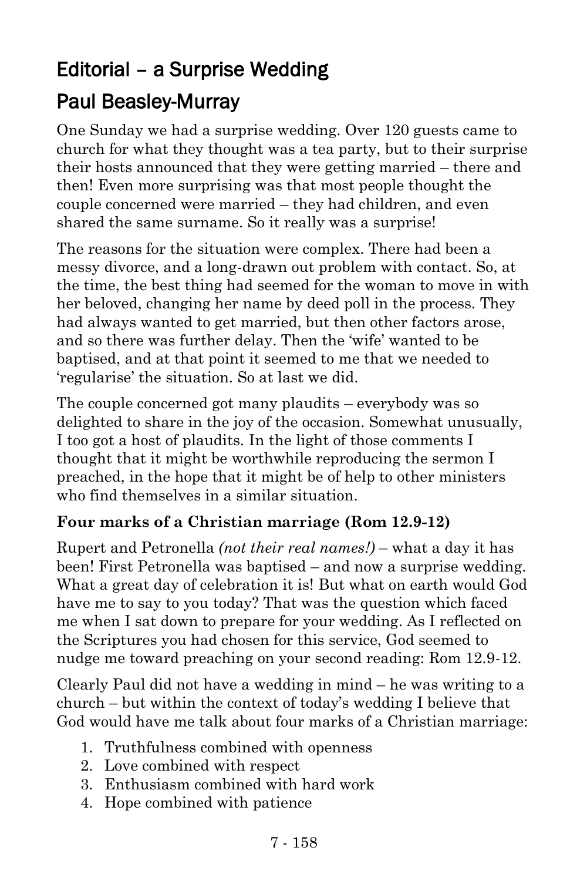# Editorial – a Surprise Wedding

## Paul Beasley-Murray

One Sunday we had a surprise wedding. Over 120 guests came to church for what they thought was a tea party, but to their surprise their hosts announced that they were getting married – there and then! Even more surprising was that most people thought the couple concerned were married – they had children, and even shared the same surname. So it really was a surprise!

The reasons for the situation were complex. There had been a messy divorce, and a long-drawn out problem with contact. So, at the time, the best thing had seemed for the woman to move in with her beloved, changing her name by deed poll in the process. They had always wanted to get married, but then other factors arose, and so there was further delay. Then the 'wife' wanted to be baptised, and at that point it seemed to me that we needed to 'regularise' the situation. So at last we did.

The couple concerned got many plaudits – everybody was so delighted to share in the joy of the occasion. Somewhat unusually, I too got a host of plaudits. In the light of those comments I thought that it might be worthwhile reproducing the sermon I preached, in the hope that it might be of help to other ministers who find themselves in a similar situation.

**Four marks of a Christian marriage (Rom 12.9-12)**

Rupert and Petronella *(not their real names!)* – what a day it has been! First Petronella was baptised – and now a surprise wedding. What a great day of celebration it is! But what on earth would God have me to say to you today? That was the question which faced me when I sat down to prepare for your wedding. As I reflected on the Scriptures you had chosen for this service, God seemed to nudge me toward preaching on your second reading: Rom 12.9-12.

Clearly Paul did not have a wedding in mind – he was writing to a church – but within the context of today's wedding I believe that God would have me talk about four marks of a Christian marriage:

1. Truthfulness combined with openness
2. Love combined with respect
3. Enthusiasm combined with hard work
4. Hope combined with patience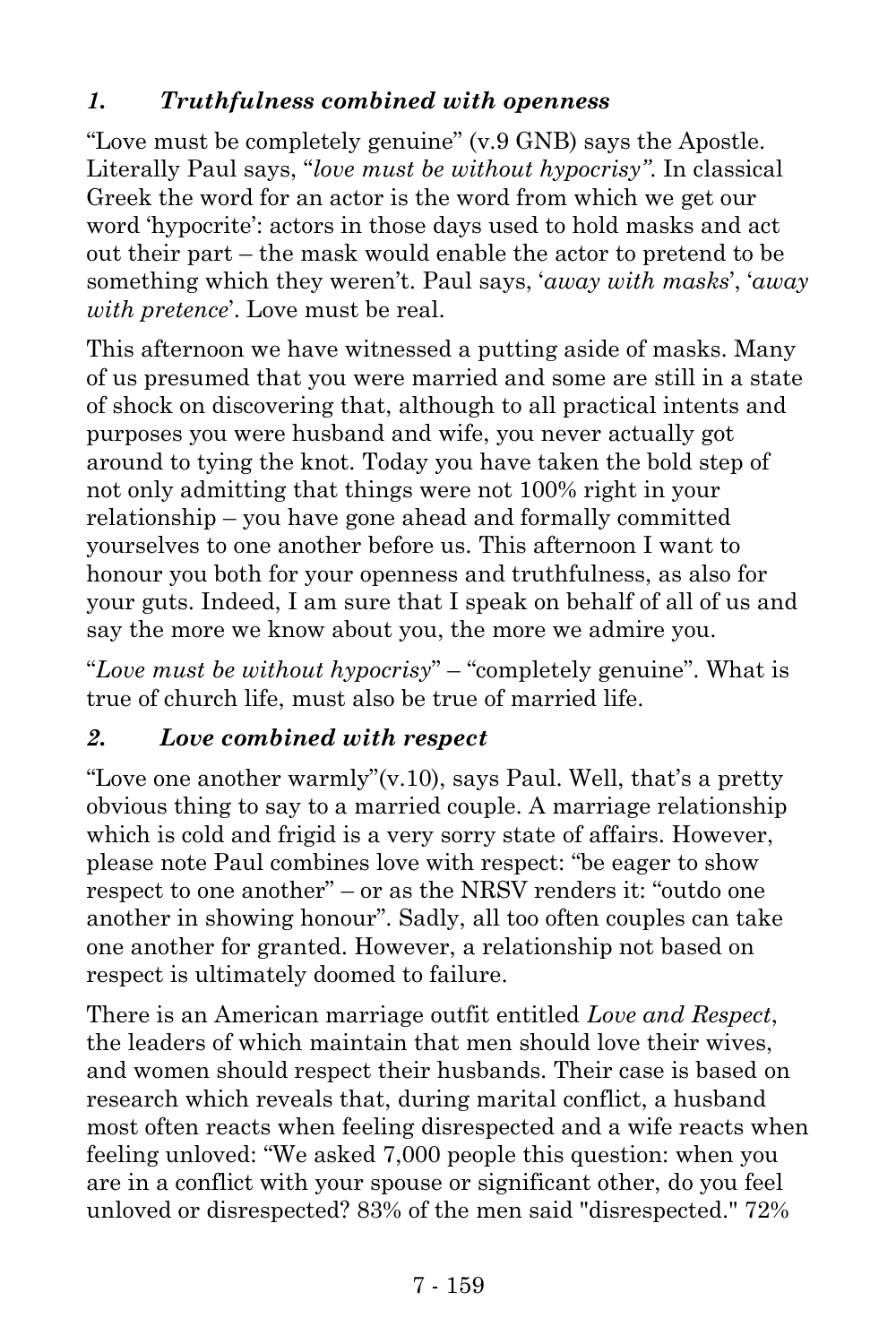### *1. Truthfulness combined with openness*

"Love must be completely genuine" (v.9 GNB) says the Apostle. Literally Paul says, "*love must be without hypocrisy"*. In classical Greek the word for an actor is the word from which we get our word 'hypocrite': actors in those days used to hold masks and act out their part – the mask would enable the actor to pretend to be something which they weren't. Paul says, '*away with masks*', '*away with pretence*'. Love must be real.

This afternoon we have witnessed a putting aside of masks. Many of us presumed that you were married and some are still in a state of shock on discovering that, although to all practical intents and purposes you were husband and wife, you never actually got around to tying the knot. Today you have taken the bold step of not only admitting that things were not 100% right in your relationship – you have gone ahead and formally committed yourselves to one another before us. This afternoon I want to honour you both for your openness and truthfulness, as also for your guts. Indeed, I am sure that I speak on behalf of all of us and say the more we know about you, the more we admire you.

"*Love must be without hypocrisy*" – "completely genuine". What is true of church life, must also be true of married life.

### *2. Love combined with respect*

"Love one another warmly"(v.10), says Paul. Well, that's a pretty obvious thing to say to a married couple. A marriage relationship which is cold and frigid is a very sorry state of affairs. However, please note Paul combines love with respect: "be eager to show respect to one another" – or as the NRSV renders it: "outdo one another in showing honour". Sadly, all too often couples can take one another for granted. However, a relationship not based on respect is ultimately doomed to failure.

There is an American marriage outfit entitled *Love and Respect*, the leaders of which maintain that men should love their wives, and women should respect their husbands. Their case is based on research which reveals that, during marital conflict, a husband most often reacts when feeling disrespected and a wife reacts when feeling unloved: "We asked 7,000 people this question: when you are in a conflict with your spouse or significant other, do you feel unloved or disrespected? 83% of the men said "disrespected." 72%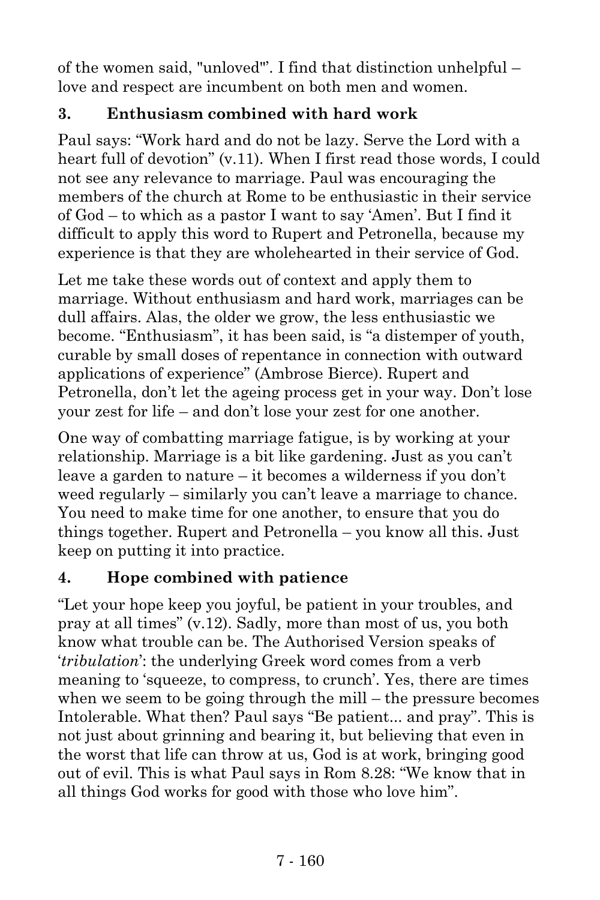of the women said, "unloved"'. I find that distinction unhelpful – love and respect are incumbent on both men and women.

### 3. Enthusiasm combined with hard work

Paul says: "Work hard and do not be lazy. Serve the Lord with a heart full of devotion" (v.11). When I first read those words, I could not see any relevance to marriage. Paul was encouraging the members of the church at Rome to be enthusiastic in their service of God – to which as a pastor I want to say 'Amen'. But I find it difficult to apply this word to Rupert and Petronella, because my experience is that they are wholehearted in their service of God.

Let me take these words out of context and apply them to marriage. Without enthusiasm and hard work, marriages can be dull affairs. Alas, the older we grow, the less enthusiastic we become. "Enthusiasm", it has been said, is "a distemper of youth, curable by small doses of repentance in connection with outward applications of experience" (Ambrose Bierce). Rupert and Petronella, don't let the ageing process get in your way. Don't lose your zest for life – and don't lose your zest for one another.

One way of combatting marriage fatigue, is by working at your relationship. Marriage is a bit like gardening. Just as you can't leave a garden to nature – it becomes a wilderness if you don't weed regularly – similarly you can't leave a marriage to chance. You need to make time for one another, to ensure that you do things together. Rupert and Petronella – you know all this. Just keep on putting it into practice.

### 4. Hope combined with patience

"Let your hope keep you joyful, be patient in your troubles, and pray at all times" (v.12). Sadly, more than most of us, you both know what trouble can be. The Authorised Version speaks of '*tribulation*': the underlying Greek word comes from a verb meaning to 'squeeze, to compress, to crunch'. Yes, there are times when we seem to be going through the mill – the pressure becomes Intolerable. What then? Paul says "Be patient... and pray". This is not just about grinning and bearing it, but believing that even in the worst that life can throw at us, God is at work, bringing good out of evil. This is what Paul says in Rom 8.28: "We know that in all things God works for good with those who love him".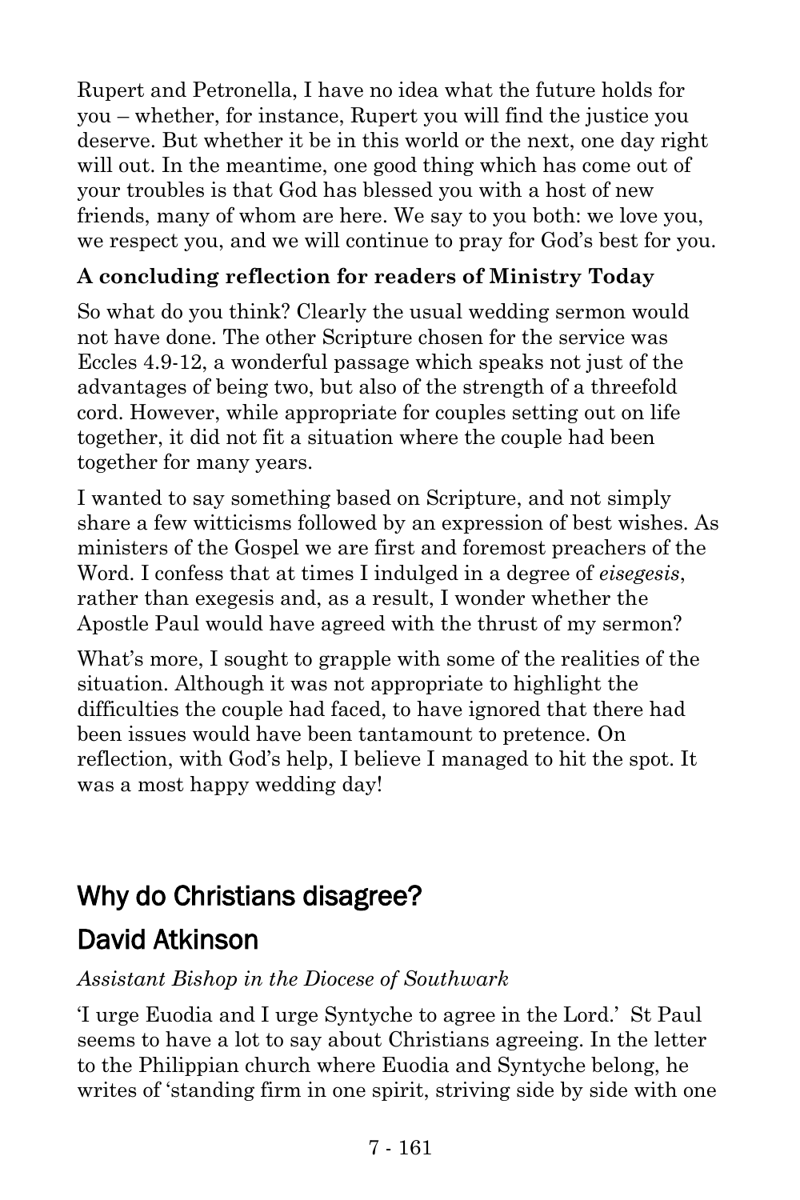Rupert and Petronella, I have no idea what the future holds for you – whether, for instance, Rupert you will find the justice you deserve. But whether it be in this world or the next, one day right will out. In the meantime, one good thing which has come out of your troubles is that God has blessed you with a host of new friends, many of whom are here. We say to you both: we love you, we respect you, and we will continue to pray for God's best for you.

**A concluding reflection for readers of Ministry Today**

So what do you think? Clearly the usual wedding sermon would not have done. The other Scripture chosen for the service was Eccles 4.9-12, a wonderful passage which speaks not just of the advantages of being two, but also of the strength of a threefold cord. However, while appropriate for couples setting out on life together, it did not fit a situation where the couple had been together for many years.

I wanted to say something based on Scripture, and not simply share a few witticisms followed by an expression of best wishes. As ministers of the Gospel we are first and foremost preachers of the Word. I confess that at times I indulged in a degree of *eisegesis*, rather than exegesis and, as a result, I wonder whether the Apostle Paul would have agreed with the thrust of my sermon?

What's more, I sought to grapple with some of the realities of the situation. Although it was not appropriate to highlight the difficulties the couple had faced, to have ignored that there had been issues would have been tantamount to pretence. On reflection, with God's help, I believe I managed to hit the spot. It was a most happy wedding day!

## Why do Christians disagree?

## David Atkinson

*Assistant Bishop in the Diocese of Southwark*

'I urge Euodia and I urge Syntyche to agree in the Lord.' St Paul seems to have a lot to say about Christians agreeing. In the letter to the Philippian church where Euodia and Syntyche belong, he writes of 'standing firm in one spirit, striving side by side with one